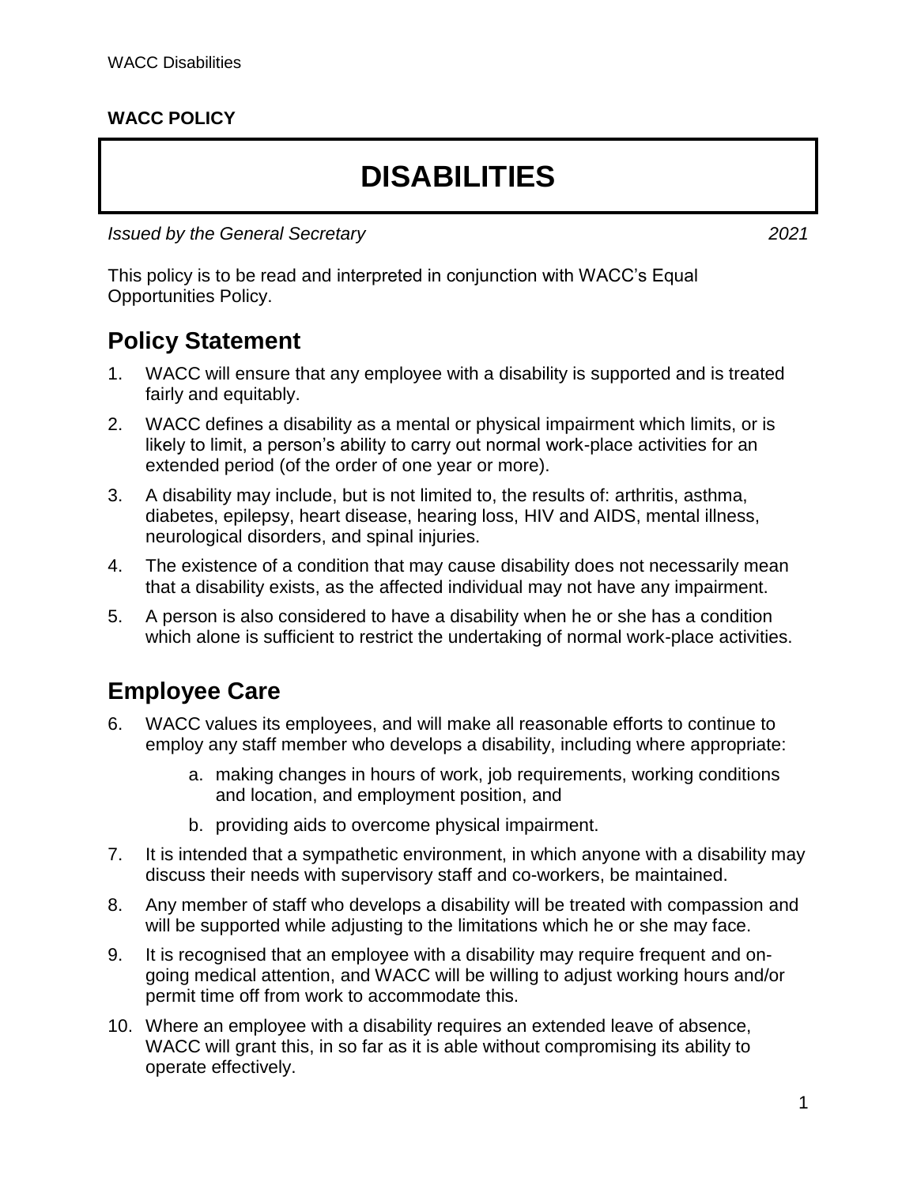**WACC POLICY**

# DISABILITIES

*Issued by the General Secretary* *2021*

This policy is to be read and interpreted in conjunction with WACC's Equal Opportunities Policy.

## Policy Statement

1. WACC will ensure that any employee with a disability is supported and is treated fairly and equitably.
2. WACC defines a disability as a mental or physical impairment which limits, or is likely to limit, a person's ability to carry out normal work-place activities for an extended period (of the order of one year or more).
3. A disability may include, but is not limited to, the results of: arthritis, asthma, diabetes, epilepsy, heart disease, hearing loss, HIV and AIDS, mental illness, neurological disorders, and spinal injuries.
4. The existence of a condition that may cause disability does not necessarily mean that a disability exists, as the affected individual may not have any impairment.
5. A person is also considered to have a disability when he or she has a condition which alone is sufficient to restrict the undertaking of normal work-place activities.

## Employee Care

6. WACC values its employees, and will make all reasonable efforts to continue to employ any staff member who develops a disability, including where appropriate:
    a. making changes in hours of work, job requirements, working conditions and location, and employment position, and
    b. providing aids to overcome physical impairment.
7. It is intended that a sympathetic environment, in which anyone with a disability may discuss their needs with supervisory staff and co-workers, be maintained.
8. Any member of staff who develops a disability will be treated with compassion and will be supported while adjusting to the limitations which he or she may face.
9. It is recognised that an employee with a disability may require frequent and on-going medical attention, and WACC will be willing to adjust working hours and/or permit time off from work to accommodate this.
10. Where an employee with a disability requires an extended leave of absence, WACC will grant this, in so far as it is able without compromising its ability to operate effectively.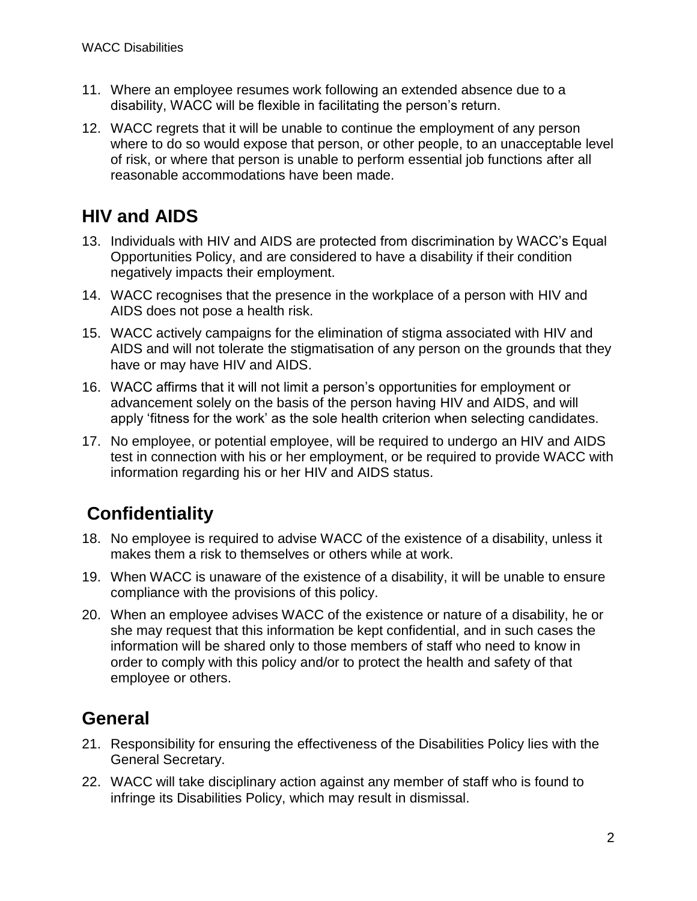11. Where an employee resumes work following an extended absence due to a disability, WACC will be flexible in facilitating the person's return.
12. WACC regrets that it will be unable to continue the employment of any person where to do so would expose that person, or other people, to an unacceptable level of risk, or where that person is unable to perform essential job functions after all reasonable accommodations have been made.

## HIV and AIDS

13. Individuals with HIV and AIDS are protected from discrimination by WACC's Equal Opportunities Policy, and are considered to have a disability if their condition negatively impacts their employment.
14. WACC recognises that the presence in the workplace of a person with HIV and AIDS does not pose a health risk.
15. WACC actively campaigns for the elimination of stigma associated with HIV and AIDS and will not tolerate the stigmatisation of any person on the grounds that they have or may have HIV and AIDS.
16. WACC affirms that it will not limit a person's opportunities for employment or advancement solely on the basis of the person having HIV and AIDS, and will apply 'fitness for the work' as the sole health criterion when selecting candidates.
17. No employee, or potential employee, will be required to undergo an HIV and AIDS test in connection with his or her employment, or be required to provide WACC with information regarding his or her HIV and AIDS status.

## Confidentiality

18. No employee is required to advise WACC of the existence of a disability, unless it makes them a risk to themselves or others while at work.
19. When WACC is unaware of the existence of a disability, it will be unable to ensure compliance with the provisions of this policy.
20. When an employee advises WACC of the existence or nature of a disability, he or she may request that this information be kept confidential, and in such cases the information will be shared only to those members of staff who need to know in order to comply with this policy and/or to protect the health and safety of that employee or others.

## General

21. Responsibility for ensuring the effectiveness of the Disabilities Policy lies with the General Secretary.
22. WACC will take disciplinary action against any member of staff who is found to infringe its Disabilities Policy, which may result in dismissal.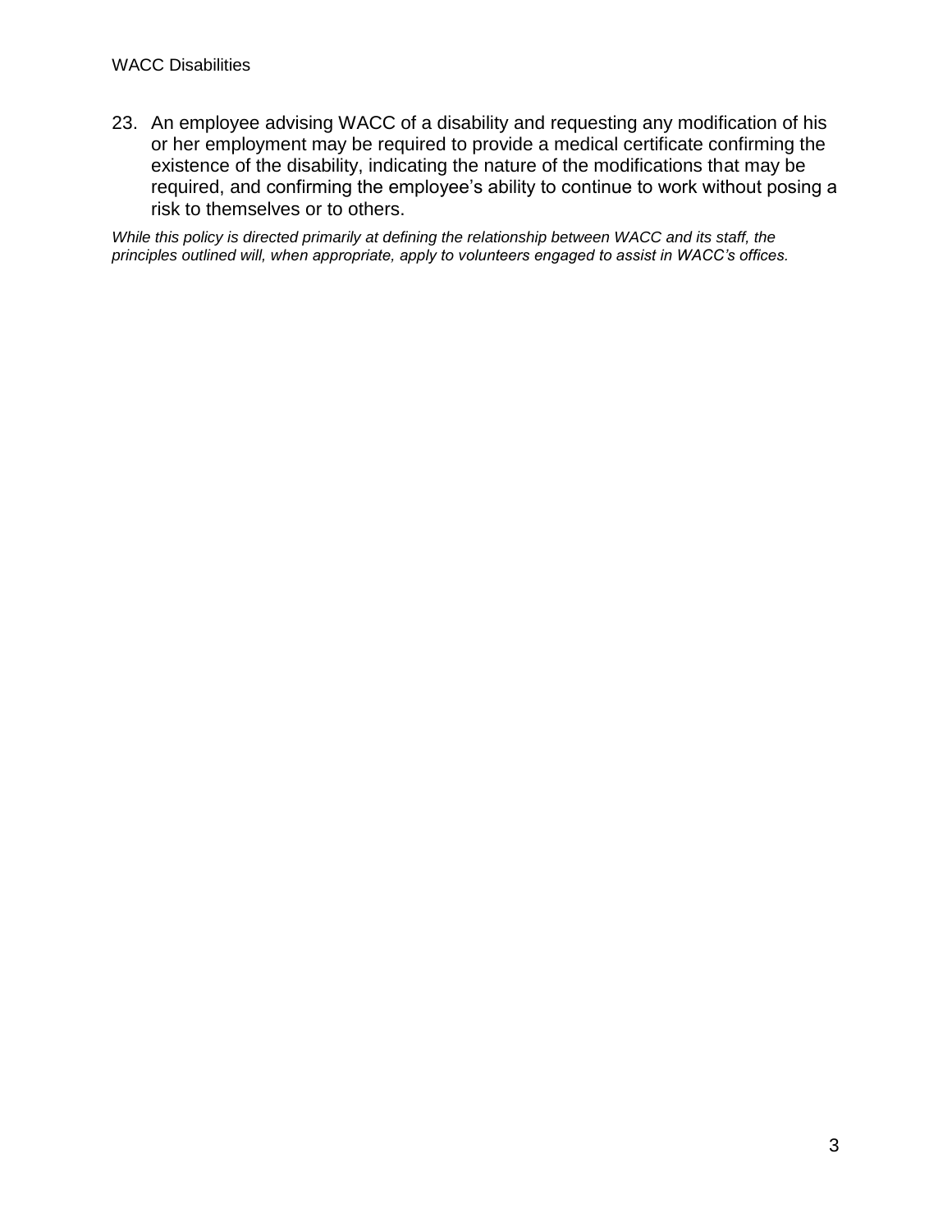23. An employee advising WACC of a disability and requesting any modification of his or her employment may be required to provide a medical certificate confirming the existence of the disability, indicating the nature of the modifications that may be required, and confirming the employee's ability to continue to work without posing a risk to themselves or to others.

*While this policy is directed primarily at defining the relationship between WACC and its staff, the principles outlined will, when appropriate, apply to volunteers engaged to assist in WACC's offices.*